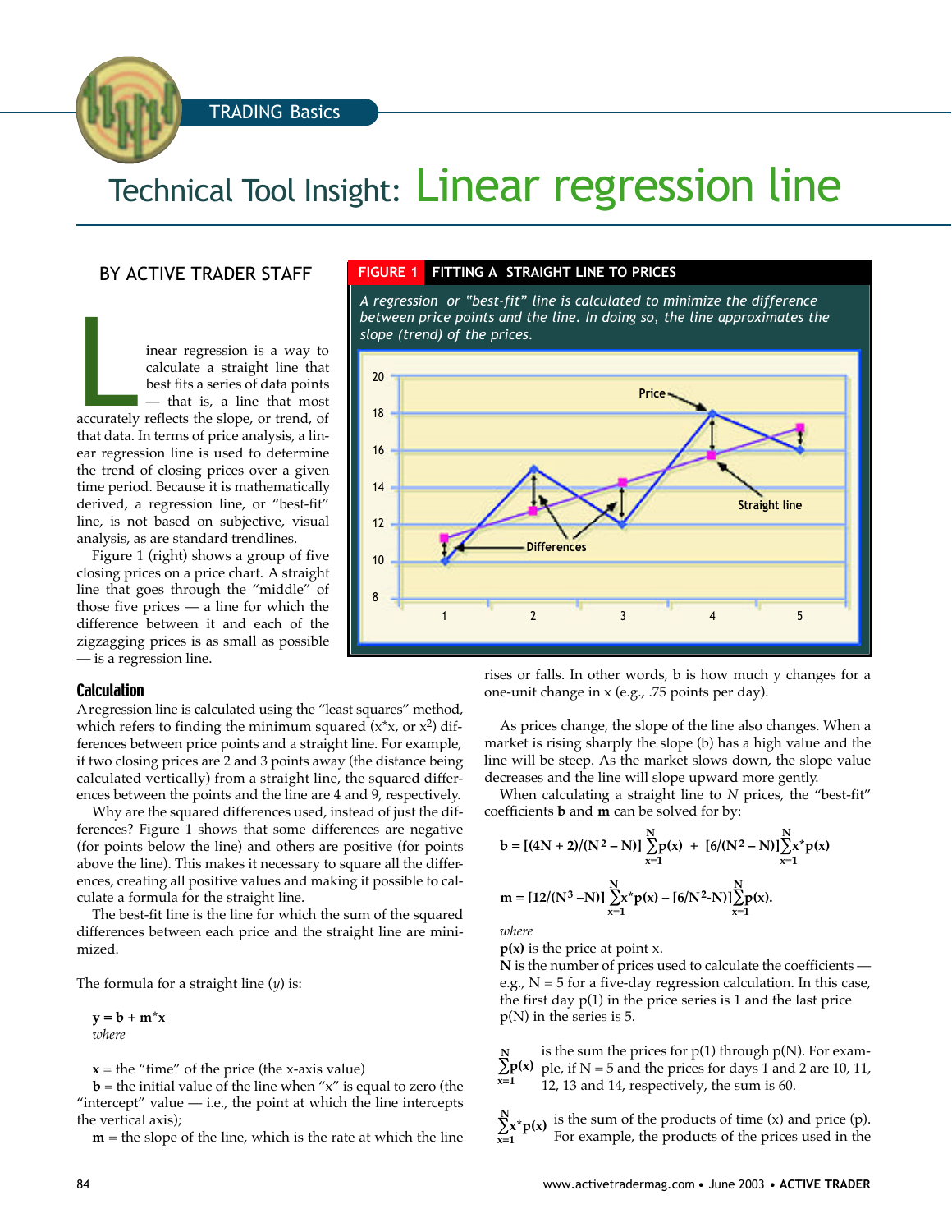TRADING Basics

# Technical Tool Insight: Linear regression line

BY ACTIVE TRADER STAFF

Linear regression is a way to calculate a straight line that best fits a series of data points — that is, a line that most accurately reflects the slope, or trend, of that data. In terms of price analysis, a linear regression line is used to determine the trend of closing prices over a given time period. Because it is mathematically derived, a regression line, or "best-fit" line, is not based on subjective, visual analysis, as are standard trendlines.

Figure 1 (right) shows a group of five closing prices on a price chart. A straight line that goes through the "middle" of those five prices — a line for which the difference between it and each of the zigzagging prices is as small as possible — is a regression line.

**FIGURE 1 FITTING A STRAIGHT LINE TO PRICES**

*A regression or "best-fit" line is calculated to minimize the difference between price points and the line. In doing so, the line approximates the slope (trend) of the prices.*

## Calculation

A regression line is calculated using the "least squares" method, which refers to finding the minimum squared ($x*x$, or $x^2$) differences between price points and a straight line. For example, if two closing prices are 2 and 3 points away (the distance being calculated vertically) from a straight line, the squared differences between the points and the line are 4 and 9, respectively.

Why are the squared differences used, instead of just the differences? Figure 1 shows that some differences are negative (for points below the line) and others are positive (for points above the line). This makes it necessary to square all the differences, creating all positive values and making it possible to calculate a formula for the straight line.

The best-fit line is the line for which the sum of the squared differences between each price and the straight line are minimized.

The formula for a straight line (*y*) is:

$$y = b + m*x$$

*where*

**x** = the "time" of the price (the x-axis value)

**b** = the initial value of the line when "x" is equal to zero (the "intercept" value — i.e., the point at which the line intercepts the vertical axis);

**m** = the slope of the line, which is the rate at which the line rises or falls. In other words, b is how much y changes for a one-unit change in x (e.g., .75 points per day).

As prices change, the slope of the line also changes. When a market is rising sharply the slope (b) has a high value and the line will be steep. As the market slows down, the slope value decreases and the line will slope upward more gently.

When calculating a straight line to *N* prices, the "best-fit" coefficients **b** and **m** can be solved for by:

$$b = [(4N + 2)/(N^2 - N)] \sum_{x=1}^{N} p(x) + [6/(N^2 - N)] \sum_{x=1}^{N} x*p(x)$$

$$m = [12/(N^3 - N)] \sum_{x=1}^{N} x*p(x) - [6/N^2-N)] \sum_{x=1}^{N} p(x).$$

*where*

**p(x)** is the price at point x.

**N** is the number of prices used to calculate the coefficients — e.g., N = 5 for a five-day regression calculation. In this case, the first day p(1) in the price series is 1 and the last price p(N) in the series is 5.

$\sum_{x=1}^{N} p(x)$ is the sum the prices for p(1) through p(N). For example, if N = 5 and the prices for days 1 and 2 are 10, 11, 12, 13 and 14, respectively, the sum is 60.

$\sum_{x=1}^{N} x*p(x)$ is the sum of the products of time (x) and price (p). For example, the products of the prices used in the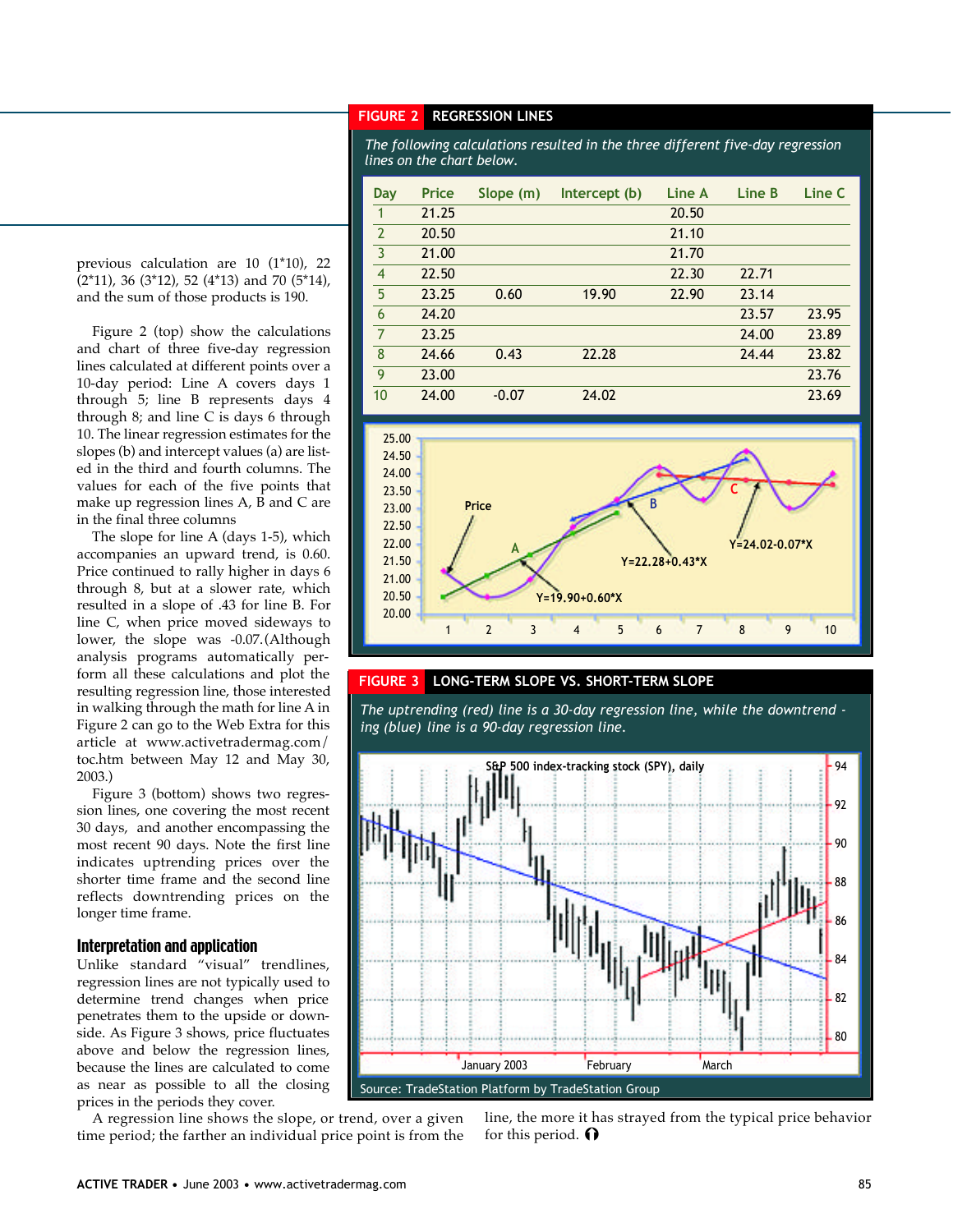previous calculation are 10 (1*10), 22 (2*11), 36 (3*12), 52 (4*13) and 70 (5*14), and the sum of those products is 190.

Figure 2 (top) show the calculations and chart of three five-day regression lines calculated at different points over a 10-day period: Line A covers days 1 through 5; line B represents days 4 through 8; and line C is days 6 through 10. The linear regression estimates for the slopes (b) and intercept values (a) are listed in the third and fourth columns. The values for each of the five points that make up regression lines A, B and C are in the final three columns

The slope for line A (days 1-5), which accompanies an upward trend, is 0.60. Price continued to rally higher in days 6 through 8, but at a slower rate, which resulted in a slope of .43 for line B. For line C, when price moved sideways to lower, the slope was -0.07.(Although analysis programs automatically perform all these calculations and plot the resulting regression line, those interested in walking through the math for line A in Figure 2 can go to the Web Extra for this article at www.activetradermag.com/toc.htm between May 12 and May 30, 2003.)

Figure 3 (bottom) shows two regression lines, one covering the most recent 30 days, and another encompassing the most recent 90 days. Note the first line indicates uptrending prices over the shorter time frame and the second line reflects downtrending prices on the longer time frame.

## Interpretation and application

Unlike standard "visual" trendlines, regression lines are not typically used to determine trend changes when price penetrates them to the upside or downside. As Figure 3 shows, price fluctuates above and below the regression lines, because the lines are calculated to come as near as possible to all the closing prices in the periods they cover.

A regression line shows the slope, or trend, over a given time period; the farther an individual price point is from the line, the more it has strayed from the typical price behavior for this period.

**FIGURE 2 REGRESSION LINES**

*The following calculations resulted in the three different five-day regression lines on the chart below.*

| Day | Price | Slope (m) | Intercept (b) | Line A | Line B | Line C |
|---|---|---|---|---|---|---|
| 1 | 21.25 | | | 20.50 | | |
| 2 | 20.50 | | | 21.10 | | |
| 3 | 21.00 | | | 21.70 | | |
| 4 | 22.50 | | | 22.30 | 22.71 | |
| 5 | 23.25 | 0.60 | 19.90 | 22.90 | 23.14 | |
| 6 | 24.20 | | | | 23.57 | 23.95 |
| 7 | 23.25 | | | | 24.00 | 23.89 |
| 8 | 24.66 | 0.43 | 22.28 | | 24.44 | 23.82 |
| 9 | 23.00 | | | | | 23.76 |
| 10 | 24.00 | -0.07 | 24.02 | | | 23.69 |

25.00
24.50
24.00
23.50
23.00
22.50
22.00
21.50
21.00
20.50
20.00

1 2 3 4 5 6 7 8 9 10

Price
A
B
C
Y=19.90+0.60*X
Y=22.28+0.43*X
Y=24.02-0.07*X

**FIGURE 3 LONG-TERM SLOPE VS. SHORT-TERM SLOPE**

*The uptrending (red) line is a 30-day regression line, while the downtrending (blue) line is a 90-day regression line.*

S&P 500 index-tracking stock (SPY), daily

94
92
90
88
86
84
82
80

January 2003
February
March

Source: TradeStation Platform by TradeStation Group